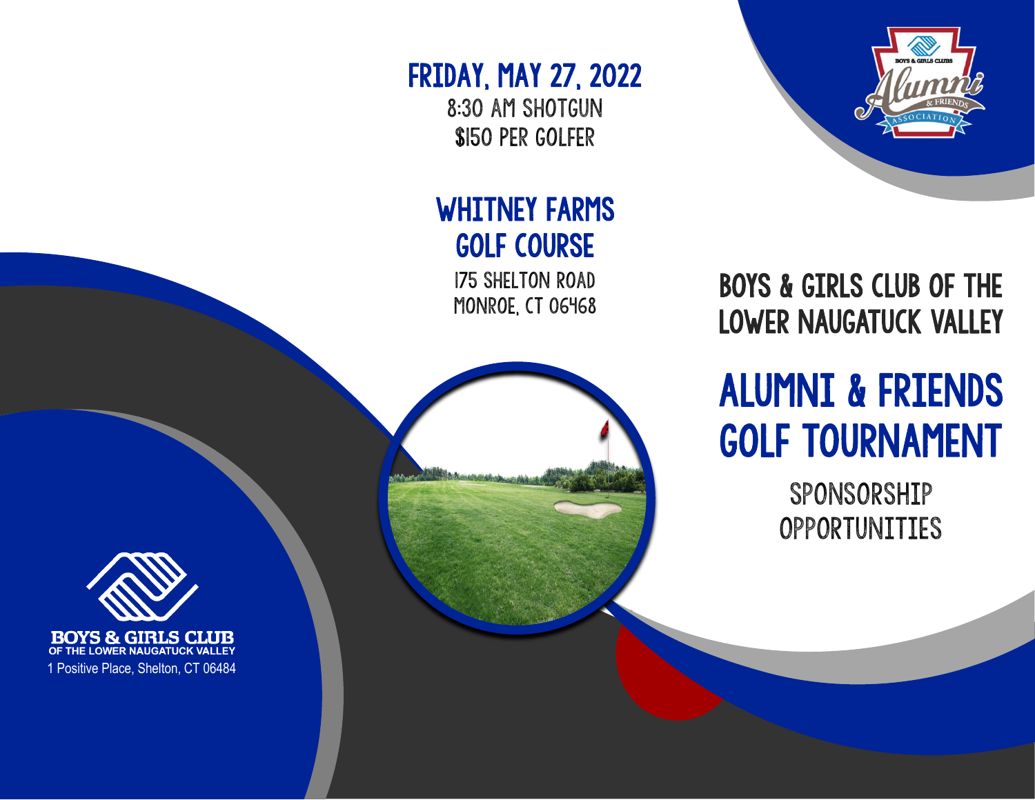# Boys & Girls Club of the Lower Naugatuck Valley

# Alumni & Friends Golf Tournament

## Sponsorship Opportunities

**Friday, May 27, 2022**

8:30 AM Shotgun

$150 per golfer

**Whitney Farms Golf Course**

175 Shelton Road

Monroe, CT 06468

Boys & Girls Clubs Alumni & Friends Association

**BOYS & GIRLS CLUB**
**OF THE LOWER NAUGATUCK VALLEY**

1 Positive Place, Shelton, CT 06484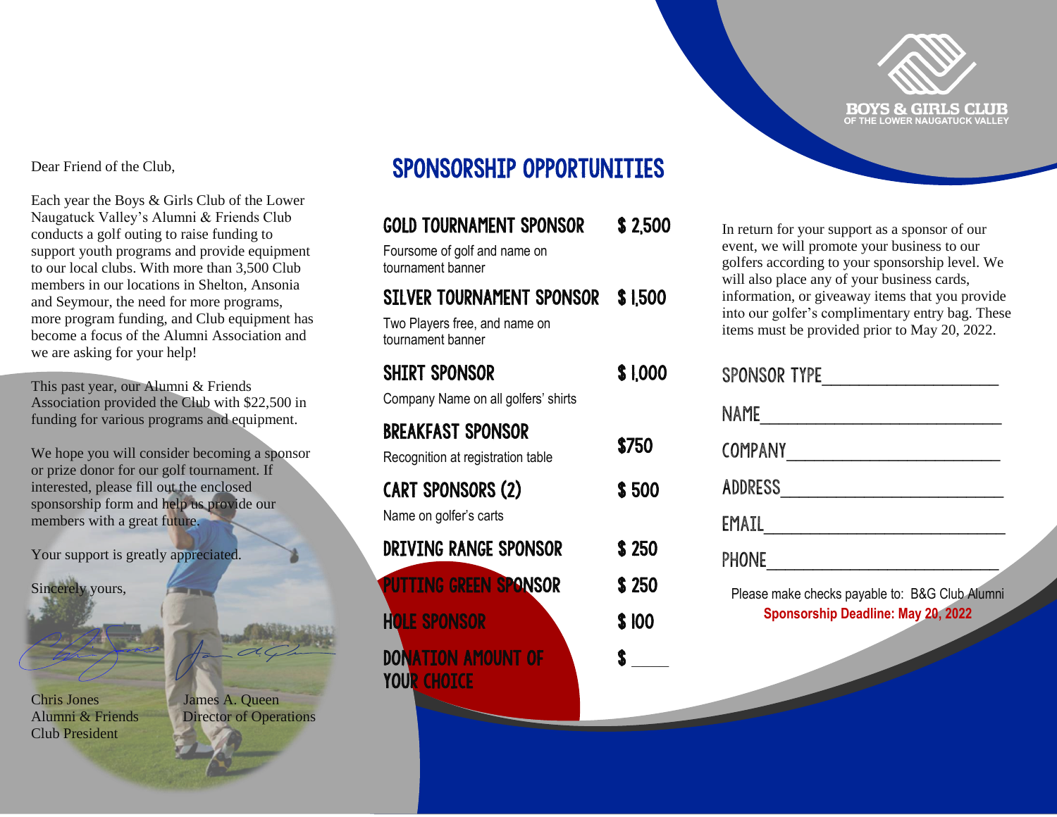Dear Friend of the Club,

Each year the Boys & Girls Club of the Lower Naugatuck Valley's Alumni & Friends Club conducts a golf outing to raise funding to support youth programs and provide equipment to our local clubs. With more than 3,500 Club members in our locations in Shelton, Ansonia and Seymour, the need for more programs, more program funding, and Club equipment has become a focus of the Alumni Association and we are asking for your help!

This past year, our Alumni & Friends Association provided the Club with $22,500 in funding for various programs and equipment.

We hope you will consider becoming a sponsor or prize donor for our golf tournament. If interested, please fill out the enclosed sponsorship form and help us provide our members with a great future.

Your support is greatly appreciated.

Sincerely yours,

Chris Jones
Alumni & Friends
Club President

James A. Queen
Director of Operations

# SPONSORSHIP OPPORTUNITIES

**GOLD TOURNAMENT SPONSOR** — **$ 2,500**
Foursome of golf and name on tournament banner

**SILVER TOURNAMENT SPONSOR** — **$ 1,500**
Two Players free, and name on tournament banner

**SHIRT SPONSOR** — **$ 1,000**
Company Name on all golfers' shirts

**BREAKFAST SPONSOR** — **$750**
Recognition at registration table

**CART SPONSORS (2)** — **$ 500**
Name on golfer's carts

**DRIVING RANGE SPONSOR** — **$ 250**

**PUTTING GREEN SPONSOR** — **$ 250**

**HOLE SPONSOR** — **$ 100**

**DONATION AMOUNT OF YOUR CHOICE** — **$ ____**

BOYS & GIRLS CLUB
OF THE LOWER NAUGATUCK VALLEY

In return for your support as a sponsor of our event, we will promote your business to our golfers according to your sponsorship level. We will also place any of your business cards, information, or giveaway items that you provide into our golfer's complimentary entry bag. These items must be provided prior to May 20, 2022.

SPONSOR TYPE____________________

NAME____________________

COMPANY____________________

ADDRESS____________________

EMAIL____________________

PHONE____________________

Please make checks payable to: B&G Club Alumni

**Sponsorship Deadline: May 20, 2022**